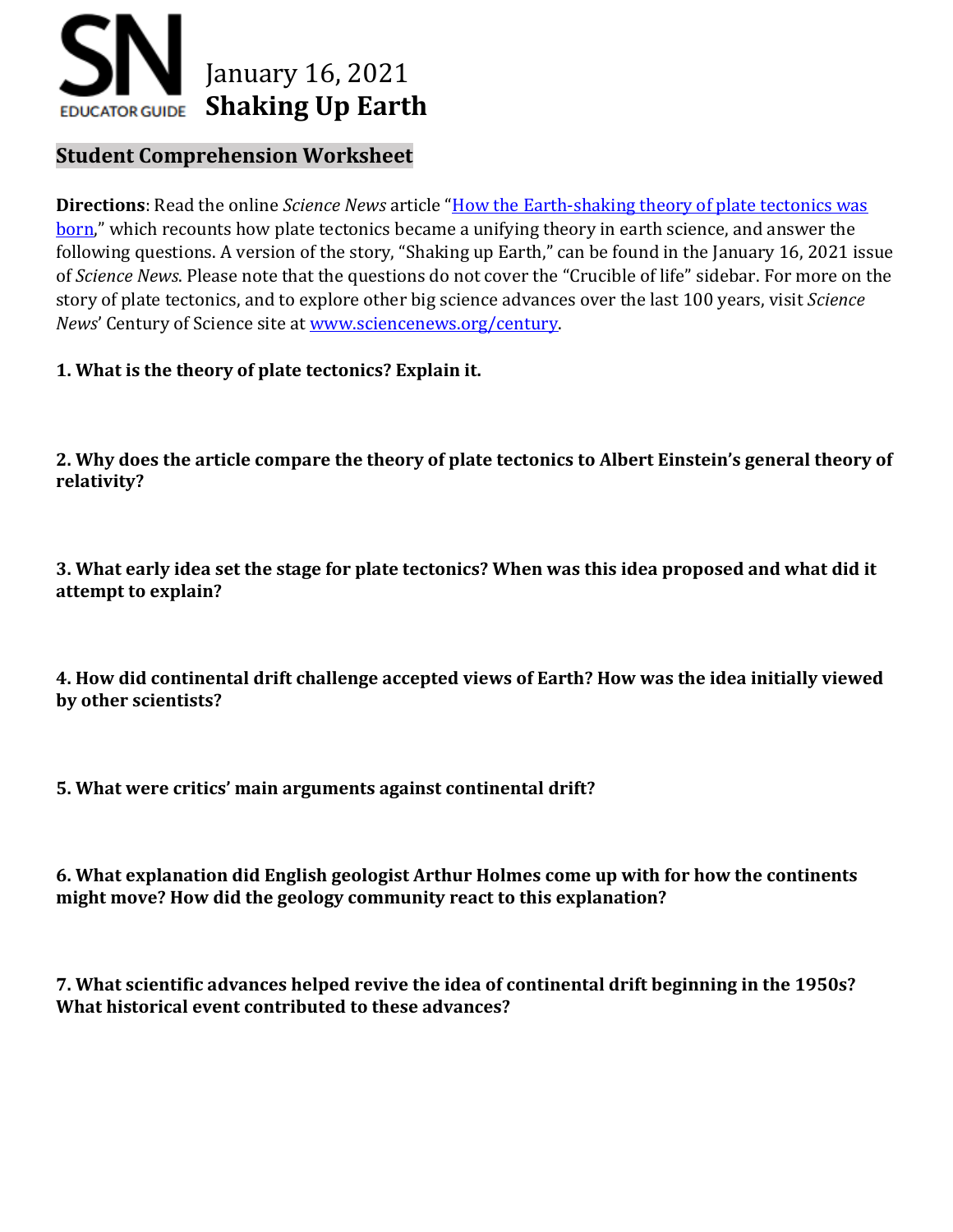SN EDUCATOR GUIDE

January 16, 2021

# Shaking Up Earth

## Student Comprehension Worksheet

**Directions**: Read the online *Science News* article "How the Earth-shaking theory of plate tectonics was born," which recounts how plate tectonics became a unifying theory in earth science, and answer the following questions. A version of the story, "Shaking up Earth," can be found in the January 16, 2021 issue of *Science News*. Please note that the questions do not cover the "Crucible of life" sidebar. For more on the story of plate tectonics, and to explore other big science advances over the last 100 years, visit *Science News*' Century of Science site at www.sciencenews.org/century.

**1. What is the theory of plate tectonics? Explain it.**

**2. Why does the article compare the theory of plate tectonics to Albert Einstein's general theory of relativity?**

**3. What early idea set the stage for plate tectonics? When was this idea proposed and what did it attempt to explain?**

**4. How did continental drift challenge accepted views of Earth? How was the idea initially viewed by other scientists?**

**5. What were critics' main arguments against continental drift?**

**6. What explanation did English geologist Arthur Holmes come up with for how the continents might move? How did the geology community react to this explanation?**

**7. What scientific advances helped revive the idea of continental drift beginning in the 1950s? What historical event contributed to these advances?**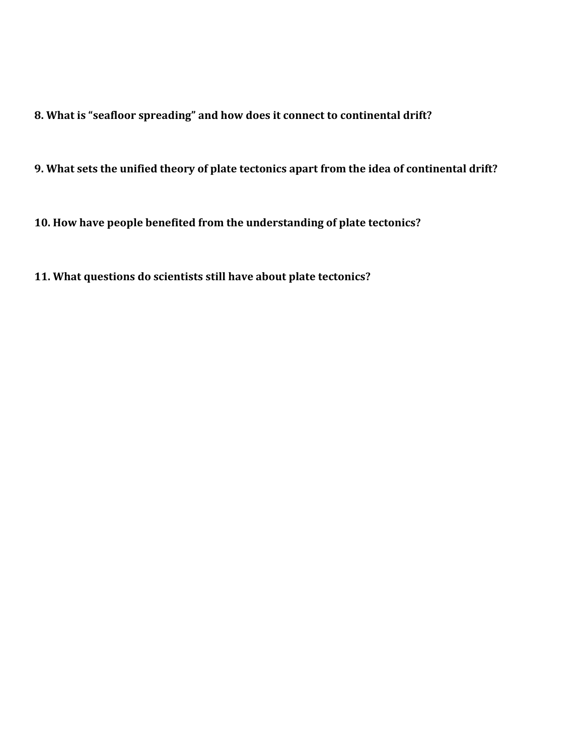**8. What is “seafloor spreading” and how does it connect to continental drift?**

**9. What sets the unified theory of plate tectonics apart from the idea of continental drift?**

**10. How have people benefited from the understanding of plate tectonics?**

**11. What questions do scientists still have about plate tectonics?**